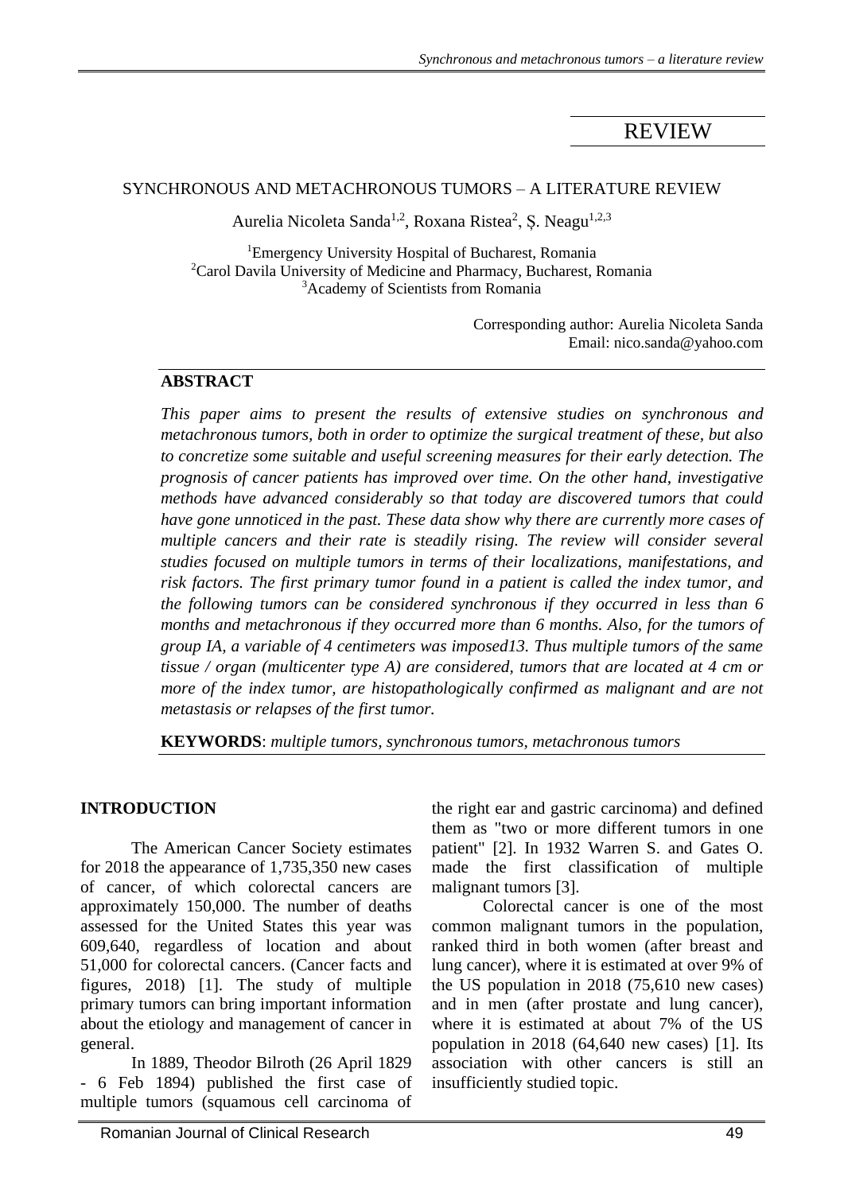REVIEW

# SYNCHRONOUS AND METACHRONOUS TUMORS – A LITERATURE REVIEW

Aurelia Nicoleta Sanda[1,2], Roxana Ristea[2], Ș. Neagu[1,2,3]

[1]Emergency University Hospital of Bucharest, Romania
[2]Carol Davila University of Medicine and Pharmacy, Bucharest, Romania
[3]Academy of Scientists from Romania

Corresponding author: Aurelia Nicoleta Sanda
Email: nico.sanda@yahoo.com

## ABSTRACT

*This paper aims to present the results of extensive studies on synchronous and metachronous tumors, both in order to optimize the surgical treatment of these, but also to concretize some suitable and useful screening measures for their early detection. The prognosis of cancer patients has improved over time. On the other hand, investigative methods have advanced considerably so that today are discovered tumors that could have gone unnoticed in the past. These data show why there are currently more cases of multiple cancers and their rate is steadily rising. The review will consider several studies focused on multiple tumors in terms of their localizations, manifestations, and risk factors. The first primary tumor found in a patient is called the index tumor, and the following tumors can be considered synchronous if they occurred in less than 6 months and metachronous if they occurred more than 6 months. Also, for the tumors of group IA, a variable of 4 centimeters was imposed13. Thus multiple tumors of the same tissue / organ (multicenter type A) are considered, tumors that are located at 4 cm or more of the index tumor, are histopathologically confirmed as malignant and are not metastasis or relapses of the first tumor.*

**KEYWORDS**: *multiple tumors, synchronous tumors, metachronous tumors*

## INTRODUCTION

The American Cancer Society estimates for 2018 the appearance of 1,735,350 new cases of cancer, of which colorectal cancers are approximately 150,000. The number of deaths assessed for the United States this year was 609,640, regardless of location and about 51,000 for colorectal cancers. (Cancer facts and figures, 2018) [1]. The study of multiple primary tumors can bring important information about the etiology and management of cancer in general.

In 1889, Theodor Bilroth (26 April 1829 - 6 Feb 1894) published the first case of multiple tumors (squamous cell carcinoma of the right ear and gastric carcinoma) and defined them as "two or more different tumors in one patient" [2]. In 1932 Warren S. and Gates O. made the first classification of multiple malignant tumors [3].

Colorectal cancer is one of the most common malignant tumors in the population, ranked third in both women (after breast and lung cancer), where it is estimated at over 9% of the US population in 2018 (75,610 new cases) and in men (after prostate and lung cancer), where it is estimated at about 7% of the US population in 2018 (64,640 new cases) [1]. Its association with other cancers is still an insufficiently studied topic.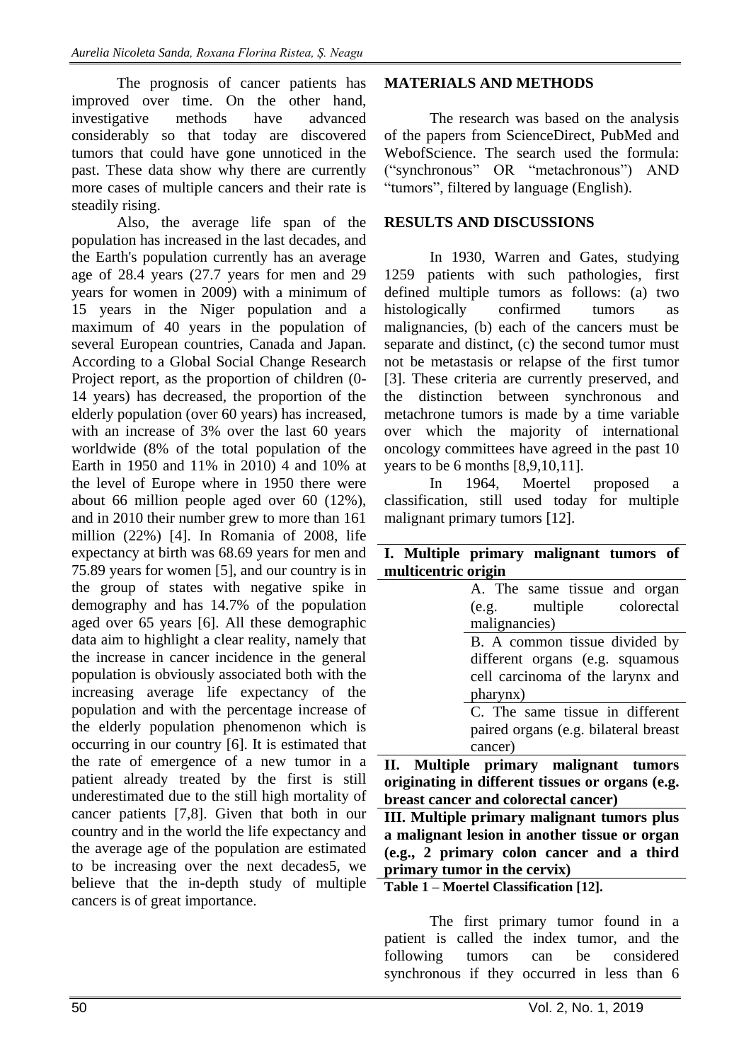The prognosis of cancer patients has improved over time. On the other hand, investigative methods have advanced considerably so that today are discovered tumors that could have gone unnoticed in the past. These data show why there are currently more cases of multiple cancers and their rate is steadily rising.

Also, the average life span of the population has increased in the last decades, and the Earth's population currently has an average age of 28.4 years (27.7 years for men and 29 years for women in 2009) with a minimum of 15 years in the Niger population and a maximum of 40 years in the population of several European countries, Canada and Japan. According to a Global Social Change Research Project report, as the proportion of children (0-14 years) has decreased, the proportion of the elderly population (over 60 years) has increased, with an increase of 3% over the last 60 years worldwide (8% of the total population of the Earth in 1950 and 11% in 2010) 4 and 10% at the level of Europe where in 1950 there were about 66 million people aged over 60 (12%), and in 2010 their number grew to more than 161 million (22%) [4]. In Romania of 2008, life expectancy at birth was 68.69 years for men and 75.89 years for women [5], and our country is in the group of states with negative spike in demography and has 14.7% of the population aged over 65 years [6]. All these demographic data aim to highlight a clear reality, namely that the increase in cancer incidence in the general population is obviously associated both with the increasing average life expectancy of the population and with the percentage increase of the elderly population phenomenon which is occurring in our country [6]. It is estimated that the rate of emergence of a new tumor in a patient already treated by the first is still underestimated due to the still high mortality of cancer patients [7,8]. Given that both in our country and in the world the life expectancy and the average age of the population are estimated to be increasing over the next decades5, we believe that the in-depth study of multiple cancers is of great importance.

## MATERIALS AND METHODS

The research was based on the analysis of the papers from ScienceDirect, PubMed and WebofScience. The search used the formula: ("synchronous" OR "metachronous") AND "tumors", filtered by language (English).

## RESULTS AND DISCUSSIONS

In 1930, Warren and Gates, studying 1259 patients with such pathologies, first defined multiple tumors as follows: (a) two histologically confirmed tumors as malignancies, (b) each of the cancers must be separate and distinct, (c) the second tumor must not be metastasis or relapse of the first tumor [3]. These criteria are currently preserved, and the distinction between synchronous and metachrone tumors is made by a time variable over which the majority of international oncology committees have agreed in the past 10 years to be 6 months [8,9,10,11].

In 1964, Moertel proposed a classification, still used today for multiple malignant primary tumors [12].

| **I. Multiple primary malignant tumors of multicentric origin** | |
|---|---|
| | A. The same tissue and organ (e.g. multiple colorectal malignancies) |
| | B. A common tissue divided by different organs (e.g. squamous cell carcinoma of the larynx and pharynx) |
| | C. The same tissue in different paired organs (e.g. bilateral breast cancer) |
| **II. Multiple primary malignant tumors originating in different tissues or organs (e.g. breast cancer and colorectal cancer)** | |
| **III. Multiple primary malignant tumors plus a malignant lesion in another tissue or organ (e.g., 2 primary colon cancer and a third primary tumor in the cervix)** | |

**Table 1 – Moertel Classification [12].**

The first primary tumor found in a patient is called the index tumor, and the following tumors can be considered synchronous if they occurred in less than 6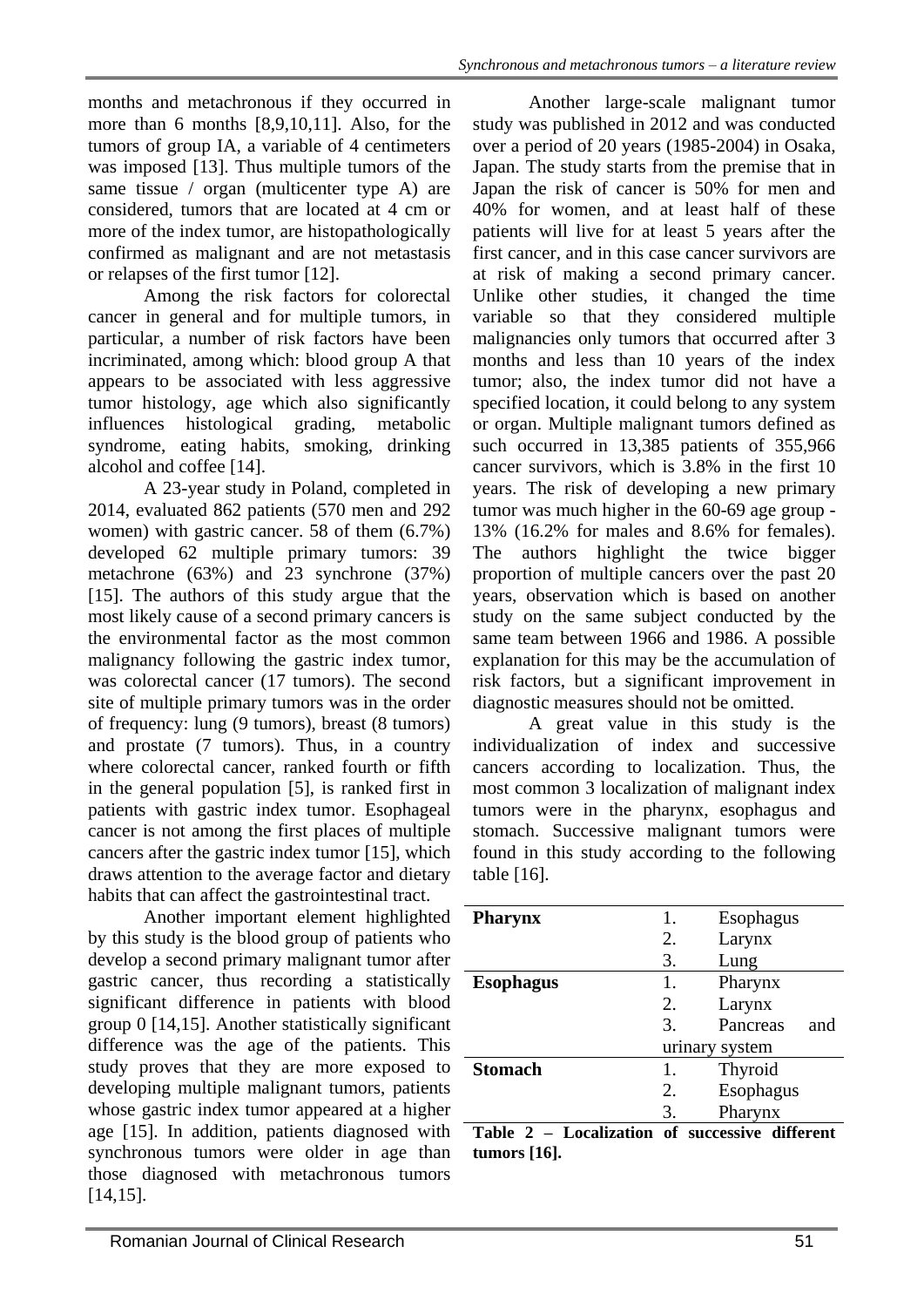months and metachronous if they occurred in more than 6 months [8,9,10,11]. Also, for the tumors of group IA, a variable of 4 centimeters was imposed [13]. Thus multiple tumors of the same tissue / organ (multicenter type A) are considered, tumors that are located at 4 cm or more of the index tumor, are histopathologically confirmed as malignant and are not metastasis or relapses of the first tumor [12].

Among the risk factors for colorectal cancer in general and for multiple tumors, in particular, a number of risk factors have been incriminated, among which: blood group A that appears to be associated with less aggressive tumor histology, age which also significantly influences histological grading, metabolic syndrome, eating habits, smoking, drinking alcohol and coffee [14].

A 23-year study in Poland, completed in 2014, evaluated 862 patients (570 men and 292 women) with gastric cancer. 58 of them (6.7%) developed 62 multiple primary tumors: 39 metachrone (63%) and 23 synchrone (37%) [15]. The authors of this study argue that the most likely cause of a second primary cancers is the environmental factor as the most common malignancy following the gastric index tumor, was colorectal cancer (17 tumors). The second site of multiple primary tumors was in the order of frequency: lung (9 tumors), breast (8 tumors) and prostate (7 tumors). Thus, in a country where colorectal cancer, ranked fourth or fifth in the general population [5], is ranked first in patients with gastric index tumor. Esophageal cancer is not among the first places of multiple cancers after the gastric index tumor [15], which draws attention to the average factor and dietary habits that can affect the gastrointestinal tract.

Another important element highlighted by this study is the blood group of patients who develop a second primary malignant tumor after gastric cancer, thus recording a statistically significant difference in patients with blood group 0 [14,15]. Another statistically significant difference was the age of the patients. This study proves that they are more exposed to developing multiple malignant tumors, patients whose gastric index tumor appeared at a higher age [15]. In addition, patients diagnosed with synchronous tumors were older in age than those diagnosed with metachronous tumors [14,15].

Another large-scale malignant tumor study was published in 2012 and was conducted over a period of 20 years (1985-2004) in Osaka, Japan. The study starts from the premise that in Japan the risk of cancer is 50% for men and 40% for women, and at least half of these patients will live for at least 5 years after the first cancer, and in this case cancer survivors are at risk of making a second primary cancer. Unlike other studies, it changed the time variable so that they considered multiple malignancies only tumors that occurred after 3 months and less than 10 years of the index tumor; also, the index tumor did not have a specified location, it could belong to any system or organ. Multiple malignant tumors defined as such occurred in 13,385 patients of 355,966 cancer survivors, which is 3.8% in the first 10 years. The risk of developing a new primary tumor was much higher in the 60-69 age group - 13% (16.2% for males and 8.6% for females). The authors highlight the twice bigger proportion of multiple cancers over the past 20 years, observation which is based on another study on the same subject conducted by the same team between 1966 and 1986. A possible explanation for this may be the accumulation of risk factors, but a significant improvement in diagnostic measures should not be omitted.

A great value in this study is the individualization of index and successive cancers according to localization. Thus, the most common 3 localization of malignant index tumors were in the pharynx, esophagus and stomach. Successive malignant tumors were found in this study according to the following table [16].

| | | |
|---|---|---|
| **Pharynx** | 1. | Esophagus |
| | 2. | Larynx |
| | 3. | Lung |
| **Esophagus** | 1. | Pharynx |
| | 2. | Larynx |
| | 3. | Pancreas and urinary system |
| **Stomach** | 1. | Thyroid |
| | 2. | Esophagus |
| | 3. | Pharynx |

**Table 2 – Localization of successive different tumors [16].**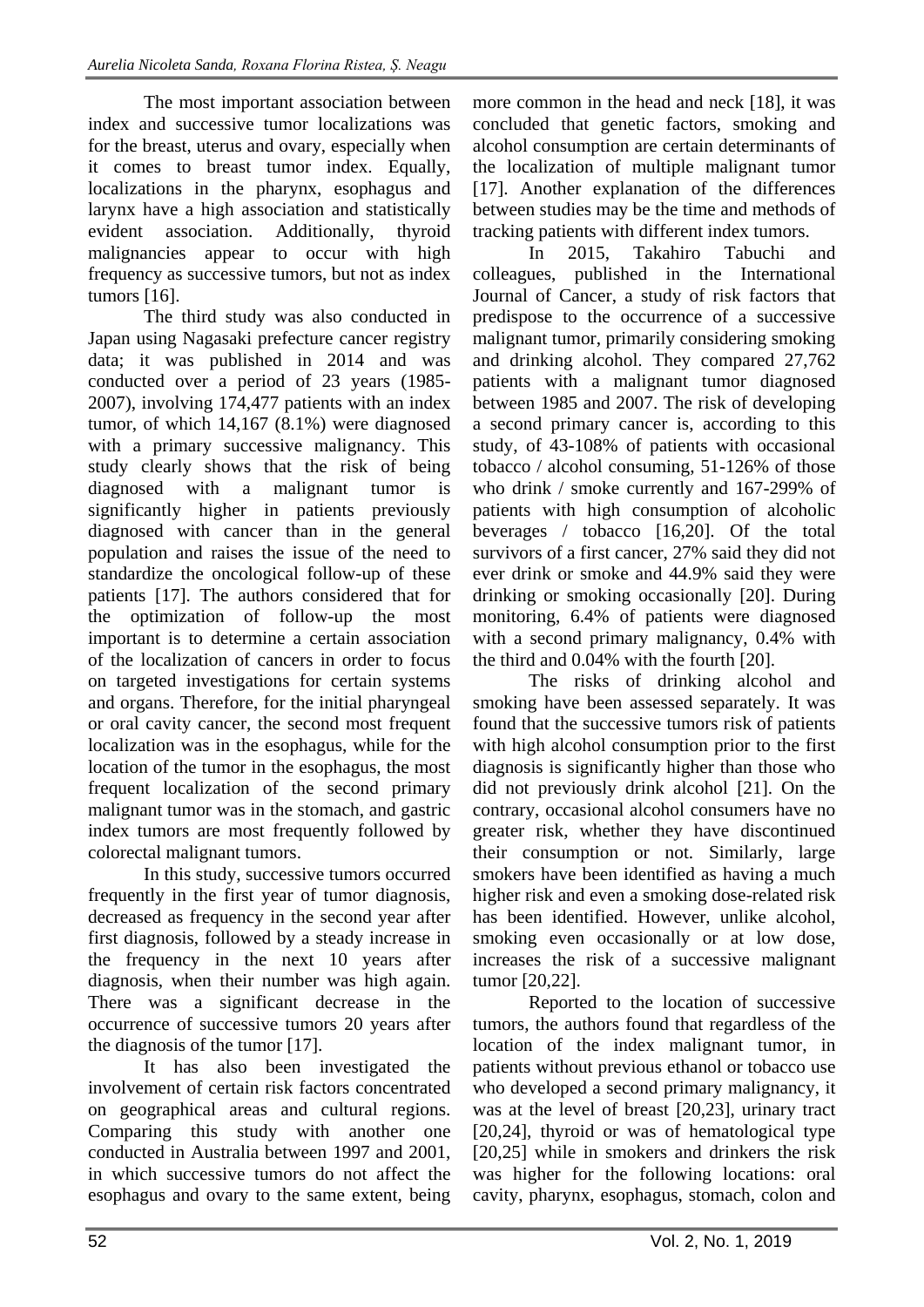The most important association between index and successive tumor localizations was for the breast, uterus and ovary, especially when it comes to breast tumor index. Equally, localizations in the pharynx, esophagus and larynx have a high association and statistically evident association. Additionally, thyroid malignancies appear to occur with high frequency as successive tumors, but not as index tumors [16].

The third study was also conducted in Japan using Nagasaki prefecture cancer registry data; it was published in 2014 and was conducted over a period of 23 years (1985-2007), involving 174,477 patients with an index tumor, of which 14,167 (8.1%) were diagnosed with a primary successive malignancy. This study clearly shows that the risk of being diagnosed with a malignant tumor is significantly higher in patients previously diagnosed with cancer than in the general population and raises the issue of the need to standardize the oncological follow-up of these patients [17]. The authors considered that for the optimization of follow-up the most important is to determine a certain association of the localization of cancers in order to focus on targeted investigations for certain systems and organs. Therefore, for the initial pharyngeal or oral cavity cancer, the second most frequent localization was in the esophagus, while for the location of the tumor in the esophagus, the most frequent localization of the second primary malignant tumor was in the stomach, and gastric index tumors are most frequently followed by colorectal malignant tumors.

In this study, successive tumors occurred frequently in the first year of tumor diagnosis, decreased as frequency in the second year after first diagnosis, followed by a steady increase in the frequency in the next 10 years after diagnosis, when their number was high again. There was a significant decrease in the occurrence of successive tumors 20 years after the diagnosis of the tumor [17].

It has also been investigated the involvement of certain risk factors concentrated on geographical areas and cultural regions. Comparing this study with another one conducted in Australia between 1997 and 2001, in which successive tumors do not affect the esophagus and ovary to the same extent, being more common in the head and neck [18], it was concluded that genetic factors, smoking and alcohol consumption are certain determinants of the localization of multiple malignant tumor [17]. Another explanation of the differences between studies may be the time and methods of tracking patients with different index tumors.

In 2015, Takahiro Tabuchi and colleagues, published in the International Journal of Cancer, a study of risk factors that predispose to the occurrence of a successive malignant tumor, primarily considering smoking and drinking alcohol. They compared 27,762 patients with a malignant tumor diagnosed between 1985 and 2007. The risk of developing a second primary cancer is, according to this study, of 43-108% of patients with occasional tobacco / alcohol consuming, 51-126% of those who drink / smoke currently and 167-299% of patients with high consumption of alcoholic beverages / tobacco [16,20]. Of the total survivors of a first cancer, 27% said they did not ever drink or smoke and 44.9% said they were drinking or smoking occasionally [20]. During monitoring, 6.4% of patients were diagnosed with a second primary malignancy, 0.4% with the third and 0.04% with the fourth [20].

The risks of drinking alcohol and smoking have been assessed separately. It was found that the successive tumors risk of patients with high alcohol consumption prior to the first diagnosis is significantly higher than those who did not previously drink alcohol [21]. On the contrary, occasional alcohol consumers have no greater risk, whether they have discontinued their consumption or not. Similarly, large smokers have been identified as having a much higher risk and even a smoking dose-related risk has been identified. However, unlike alcohol, smoking even occasionally or at low dose, increases the risk of a successive malignant tumor [20,22].

Reported to the location of successive tumors, the authors found that regardless of the location of the index malignant tumor, in patients without previous ethanol or tobacco use who developed a second primary malignancy, it was at the level of breast [20,23], urinary tract [20,24], thyroid or was of hematological type [20,25] while in smokers and drinkers the risk was higher for the following locations: oral cavity, pharynx, esophagus, stomach, colon and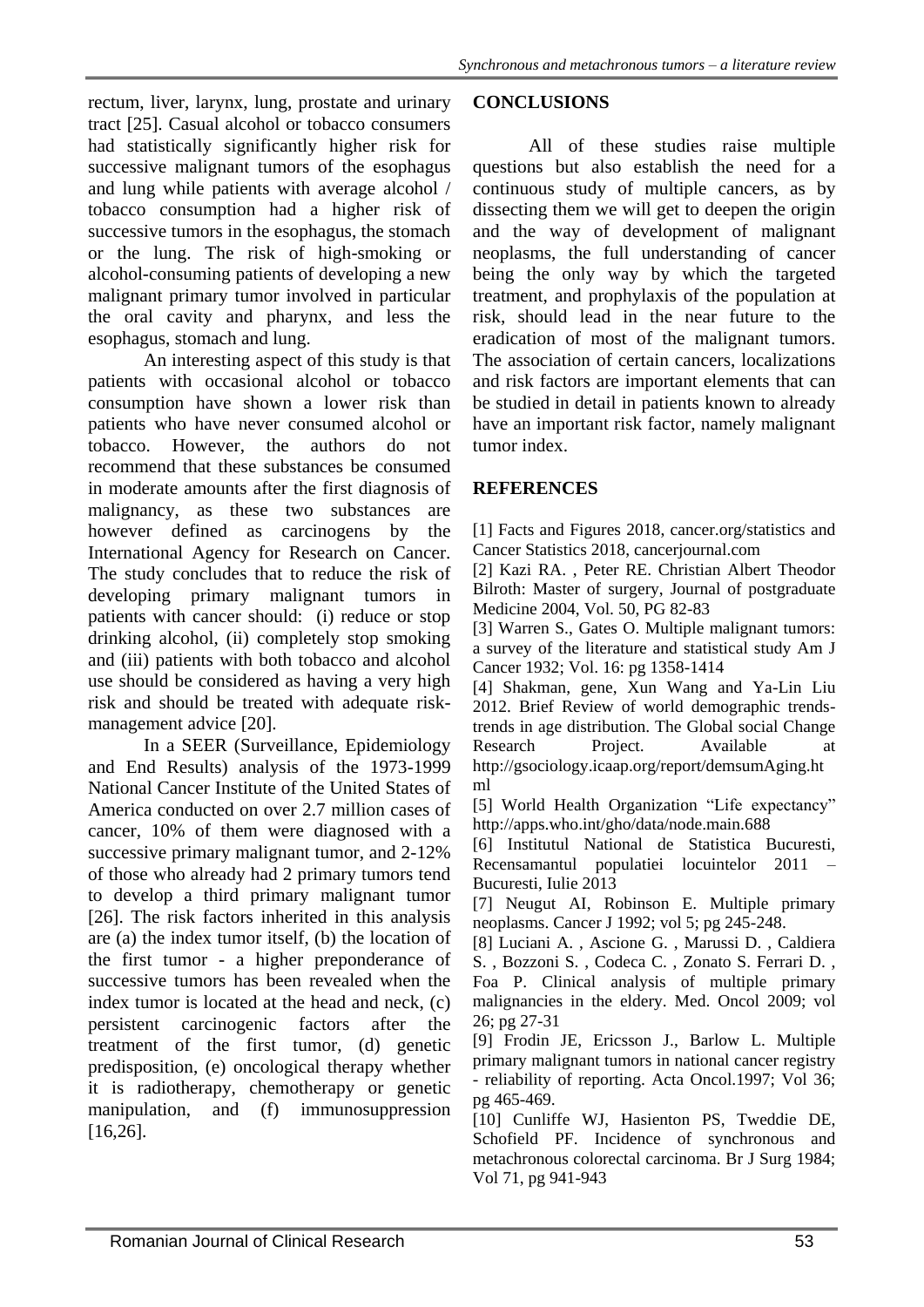rectum, liver, larynx, lung, prostate and urinary tract [25]. Casual alcohol or tobacco consumers had statistically significantly higher risk for successive malignant tumors of the esophagus and lung while patients with average alcohol / tobacco consumption had a higher risk of successive tumors in the esophagus, the stomach or the lung. The risk of high-smoking or alcohol-consuming patients of developing a new malignant primary tumor involved in particular the oral cavity and pharynx, and less the esophagus, stomach and lung.

An interesting aspect of this study is that patients with occasional alcohol or tobacco consumption have shown a lower risk than patients who have never consumed alcohol or tobacco. However, the authors do not recommend that these substances be consumed in moderate amounts after the first diagnosis of malignancy, as these two substances are however defined as carcinogens by the International Agency for Research on Cancer. The study concludes that to reduce the risk of developing primary malignant tumors in patients with cancer should: (i) reduce or stop drinking alcohol, (ii) completely stop smoking and (iii) patients with both tobacco and alcohol use should be considered as having a very high risk and should be treated with adequate risk-management advice [20].

In a SEER (Surveillance, Epidemiology and End Results) analysis of the 1973-1999 National Cancer Institute of the United States of America conducted on over 2.7 million cases of cancer, 10% of them were diagnosed with a successive primary malignant tumor, and 2-12% of those who already had 2 primary tumors tend to develop a third primary malignant tumor [26]. The risk factors inherited in this analysis are (a) the index tumor itself, (b) the location of the first tumor - a higher preponderance of successive tumors has been revealed when the index tumor is located at the head and neck, (c) persistent carcinogenic factors after the treatment of the first tumor, (d) genetic predisposition, (e) oncological therapy whether it is radiotherapy, chemotherapy or genetic manipulation, and (f) immunosuppression [16,26].

## CONCLUSIONS

All of these studies raise multiple questions but also establish the need for a continuous study of multiple cancers, as by dissecting them we will get to deepen the origin and the way of development of malignant neoplasms, the full understanding of cancer being the only way by which the targeted treatment, and prophylaxis of the population at risk, should lead in the near future to the eradication of most of the malignant tumors. The association of certain cancers, localizations and risk factors are important elements that can be studied in detail in patients known to already have an important risk factor, namely malignant tumor index.

## REFERENCES

[1] Facts and Figures 2018, cancer.org/statistics and Cancer Statistics 2018, cancerjournal.com

[2] Kazi RA. , Peter RE. Christian Albert Theodor Bilroth: Master of surgery, Journal of postgraduate Medicine 2004, Vol. 50, PG 82-83

[3] Warren S., Gates O. Multiple malignant tumors: a survey of the literature and statistical study Am J Cancer 1932; Vol. 16: pg 1358-1414

[4] Shakman, gene, Xun Wang and Ya-Lin Liu 2012. Brief Review of world demographic trends-trends in age distribution. The Global social Change Research Project. Available at http://gsociology.icaap.org/report/demsumAging.html

[5] World Health Organization “Life expectancy” http://apps.who.int/gho/data/node.main.688

[6] Institutul National de Statistica Bucuresti, Recensamantul populatiei locuintelor 2011 – Bucuresti, Iulie 2013

[7] Neugut AI, Robinson E. Multiple primary neoplasms. Cancer J 1992; vol 5; pg 245-248.

[8] Luciani A. , Ascione G. , Marussi D. , Caldiera S. , Bozzoni S. , Codeca C. , Zonato S. Ferrari D. , Foa P. Clinical analysis of multiple primary malignancies in the eldery. Med. Oncol 2009; vol 26; pg 27-31

[9] Frodin JE, Ericsson J., Barlow L. Multiple primary malignant tumors in national cancer registry - reliability of reporting. Acta Oncol.1997; Vol 36; pg 465-469.

[10] Cunliffe WJ, Hasienton PS, Tweddie DE, Schofield PF. Incidence of synchronous and metachronous colorectal carcinoma. Br J Surg 1984; Vol 71, pg 941-943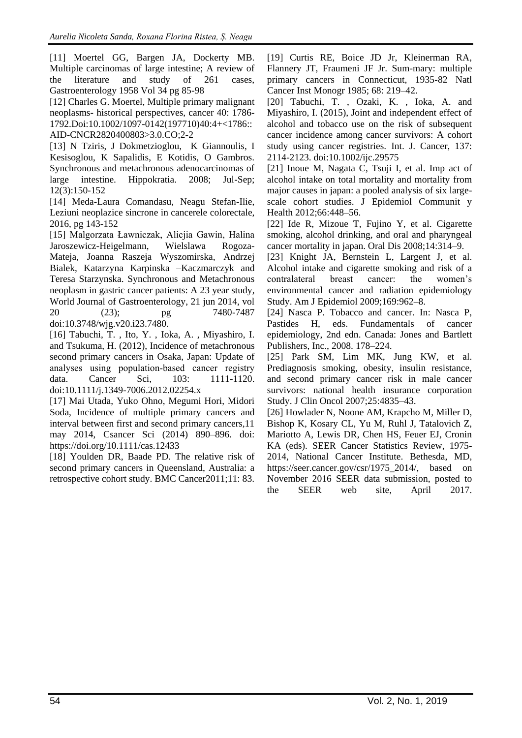[11] Moertel GG, Bargen JA, Dockerty MB. Multiple carcinomas of large intestine; A review of the literature and study of 261 cases, Gastroenterology 1958 Vol 34 pg 85-98

[12] Charles G. Moertel, Multiple primary malignant neoplasms- historical perspectives, cancer 40: 1786-1792.Doi:10.1002/1097-0142(197710)40:4+<1786::AID-CNCR2820400803>3.0.CO;2-2

[13] N Tziris, J Dokmetzioglou, K Giannoulis, I Kesisoglou, K Sapalidis, E Kotidis, O Gambros. Synchronous and metachronous adenocarcinomas of large intestine. Hippokratia. 2008; Jul-Sep; 12(3):150-152

[14] Meda-Laura Comandasu, Neagu Stefan-Ilie, Leziuni neoplazice sincrone in cancerele colorectale, 2016, pg 143-152

[15] Malgorzata Ławniczak, Alicjia Gawin, Halina Jaroszewicz-Heigelmann, Wielslawa Rogoza-Mateja, Joanna Raszeja Wyszomirska, Andrzej Bialek, Katarzyna Karpinska –Kaczmarczyk and Teresa Starzynska. Synchronous and Metachronous neoplasm in gastric cancer patients: A 23 year study, World Journal of Gastroenterology, 21 jun 2014, vol 20 (23); pg 7480-7487 doi:10.3748/wjg.v20.i23.7480.

[16] Tabuchi, T. , Ito, Y. , Ioka, A. , Miyashiro, I. and Tsukuma, H. (2012), Incidence of metachronous second primary cancers in Osaka, Japan: Update of analyses using population-based cancer registry data. Cancer Sci, 103: 1111-1120. doi:10.1111/j.1349-7006.2012.02254.x

[17] Mai Utada, Yuko Ohno, Megumi Hori, Midori Soda, Incidence of multiple primary cancers and interval between first and second primary cancers,11 may 2014, Csancer Sci (2014) 890–896. doi: https://doi.org/10.1111/cas.12433

[18] Youlden DR, Baade PD. The relative risk of second primary cancers in Queensland, Australia: a retrospective cohort study. BMC Cancer2011;11: 83.

[19] Curtis RE, Boice JD Jr, Kleinerman RA, Flannery JT, Fraumeni JF Jr. Sum-mary: multiple primary cancers in Connecticut, 1935-82 Natl Cancer Inst Monogr 1985; 68: 219–42.

[20] Tabuchi, T. , Ozaki, K. , Ioka, A. and Miyashiro, I. (2015), Joint and independent effect of alcohol and tobacco use on the risk of subsequent cancer incidence among cancer survivors: A cohort study using cancer registries. Int. J. Cancer, 137: 2114-2123. doi:10.1002/ijc.29575

[21] Inoue M, Nagata C, Tsuji I, et al. Imp act of alcohol intake on total mortality and mortality from major causes in japan: a pooled analysis of six large-scale cohort studies. J Epidemiol Communit y Health 2012;66:448–56.

[22] Ide R, Mizoue T, Fujino Y, et al. Cigarette smoking, alcohol drinking, and oral and pharyngeal cancer mortality in japan. Oral Dis 2008;14:314–9.

[23] Knight JA, Bernstein L, Largent J, et al. Alcohol intake and cigarette smoking and risk of a contralateral breast cancer: the women's environmental cancer and radiation epidemiology Study. Am J Epidemiol 2009;169:962–8.

[24] Nasca P. Tobacco and cancer. In: Nasca P, Pastides H, eds. Fundamentals of cancer epidemiology, 2nd edn. Canada: Jones and Bartlett Publishers, Inc., 2008. 178–224.

[25] Park SM, Lim MK, Jung KW, et al. Prediagnosis smoking, obesity, insulin resistance, and second primary cancer risk in male cancer survivors: national health insurance corporation Study. J Clin Oncol 2007;25:4835–43.

[26] Howlader N, Noone AM, Krapcho M, Miller D, Bishop K, Kosary CL, Yu M, Ruhl J, Tatalovich Z, Mariotto A, Lewis DR, Chen HS, Feuer EJ, Cronin KA (eds). SEER Cancer Statistics Review, 1975-2014, National Cancer Institute. Bethesda, MD, https://seer.cancer.gov/csr/1975_2014/, based on November 2016 SEER data submission, posted to the SEER web site, April 2017.